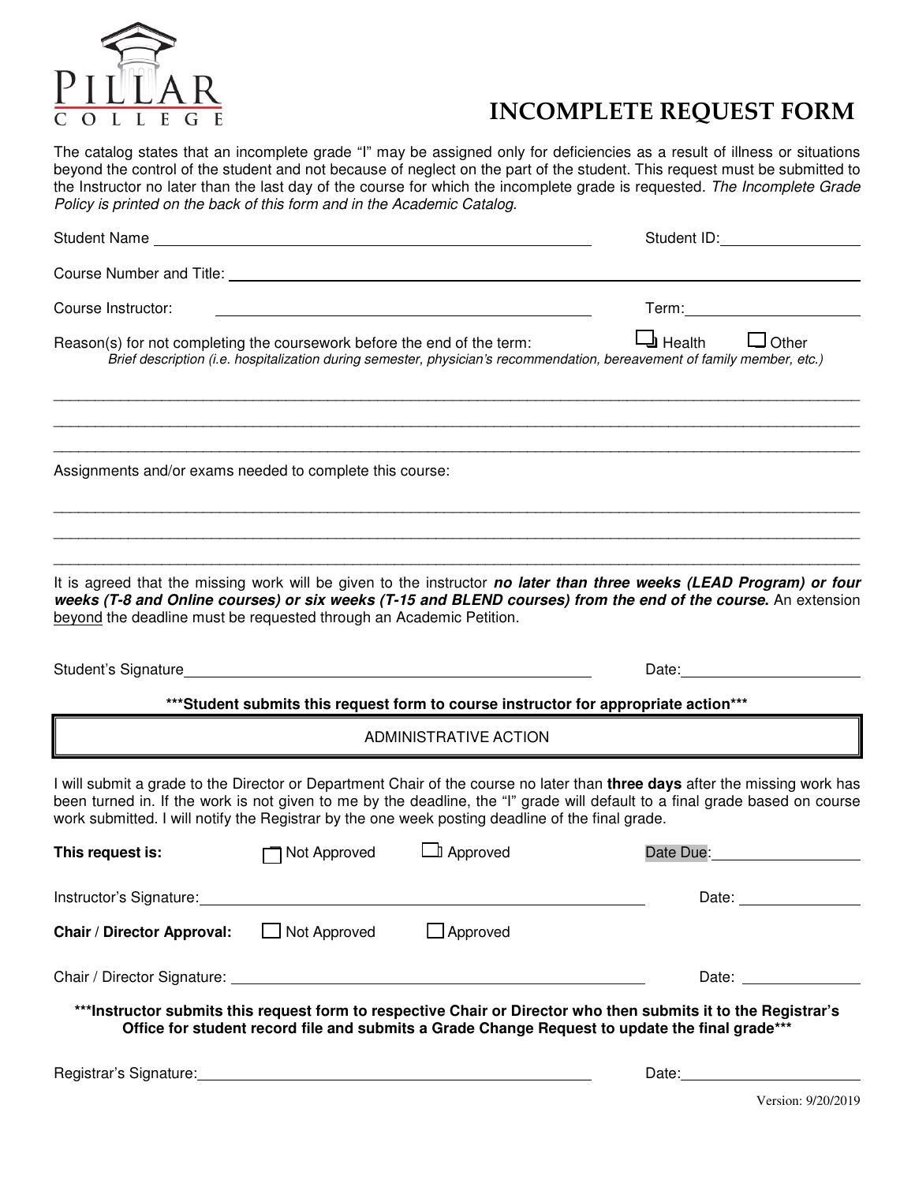PILLAR COLLEGE

# INCOMPLETE REQUEST FORM

The catalog states that an incomplete grade "I" may be assigned only for deficiencies as a result of illness or situations beyond the control of the student and not because of neglect on the part of the student. This request must be submitted to the Instructor no later than the last day of the course for which the incomplete grade is requested. *The Incomplete Grade Policy is printed on the back of this form and in the Academic Catalog.*

Student Name ______________________________ Student ID: ______________

Course Number and Title: ______________________________

Course Instructor: ______________________________ Term: ______________

Reason(s) for not completing the coursework before the end of the term: ☐ Health ☐ Other

*Brief description (i.e. hospitalization during semester, physician's recommendation, bereavement of family member, etc.)*

______________________________________________________________________

______________________________________________________________________

______________________________________________________________________

Assignments and/or exams needed to complete this course:

______________________________________________________________________

______________________________________________________________________

______________________________________________________________________

It is agreed that the missing work will be given to the instructor ***no later than three weeks (LEAD Program) or four weeks (T-8 and Online courses) or six weeks (T-15 and BLEND courses) from the end of the course.*** An extension beyond the deadline must be requested through an Academic Petition.

Student's Signature ______________________________ Date: ______________

**\*\*\*Student submits this request form to course instructor for appropriate action\*\*\***

## ADMINISTRATIVE ACTION

I will submit a grade to the Director or Department Chair of the course no later than **three days** after the missing work has been turned in. If the work is not given to me by the deadline, the "I" grade will default to a final grade based on course work submitted. I will notify the Registrar by the one week posting deadline of the final grade.

**This request is:** ☐ Not Approved ☐ Approved Date Due: ______________

Instructor's Signature: ______________________________ Date: ______________

**Chair / Director Approval:** ☐ Not Approved ☐ Approved

Chair / Director Signature: ______________________________ Date: ______________

**\*\*\*Instructor submits this request form to respective Chair or Director who then submits it to the Registrar's Office for student record file and submits a Grade Change Request to update the final grade\*\*\***

Registrar's Signature: ______________________________ Date: ______________

Version: 9/20/2019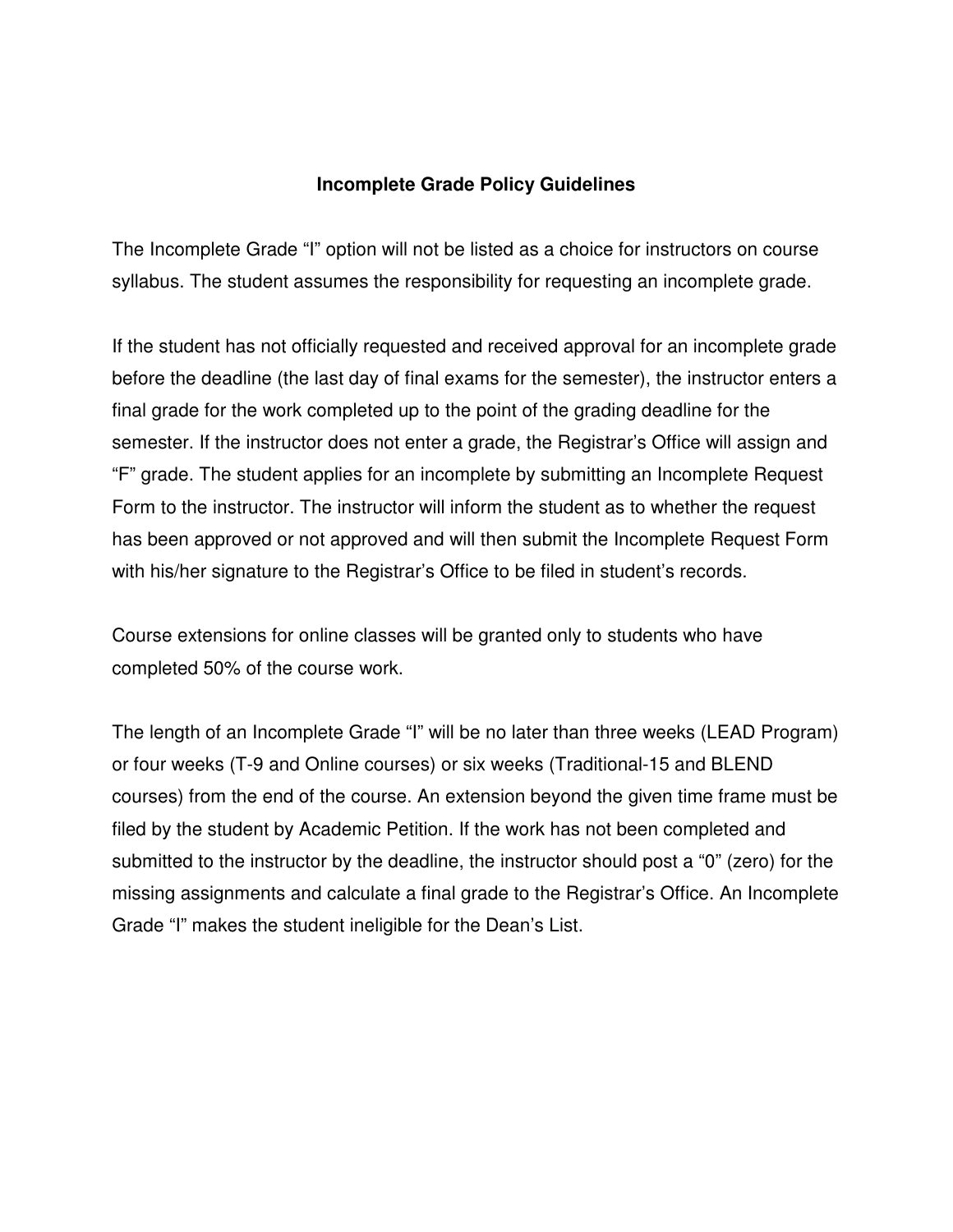**Incomplete Grade Policy Guidelines**

The Incomplete Grade "I" option will not be listed as a choice for instructors on course syllabus. The student assumes the responsibility for requesting an incomplete grade.

If the student has not officially requested and received approval for an incomplete grade before the deadline (the last day of final exams for the semester), the instructor enters a final grade for the work completed up to the point of the grading deadline for the semester. If the instructor does not enter a grade, the Registrar's Office will assign and "F" grade. The student applies for an incomplete by submitting an Incomplete Request Form to the instructor. The instructor will inform the student as to whether the request has been approved or not approved and will then submit the Incomplete Request Form with his/her signature to the Registrar's Office to be filed in student's records.

Course extensions for online classes will be granted only to students who have completed 50% of the course work.

The length of an Incomplete Grade "I" will be no later than three weeks (LEAD Program) or four weeks (T-9 and Online courses) or six weeks (Traditional-15 and BLEND courses) from the end of the course. An extension beyond the given time frame must be filed by the student by Academic Petition. If the work has not been completed and submitted to the instructor by the deadline, the instructor should post a "0" (zero) for the missing assignments and calculate a final grade to the Registrar's Office. An Incomplete Grade "I" makes the student ineligible for the Dean's List.